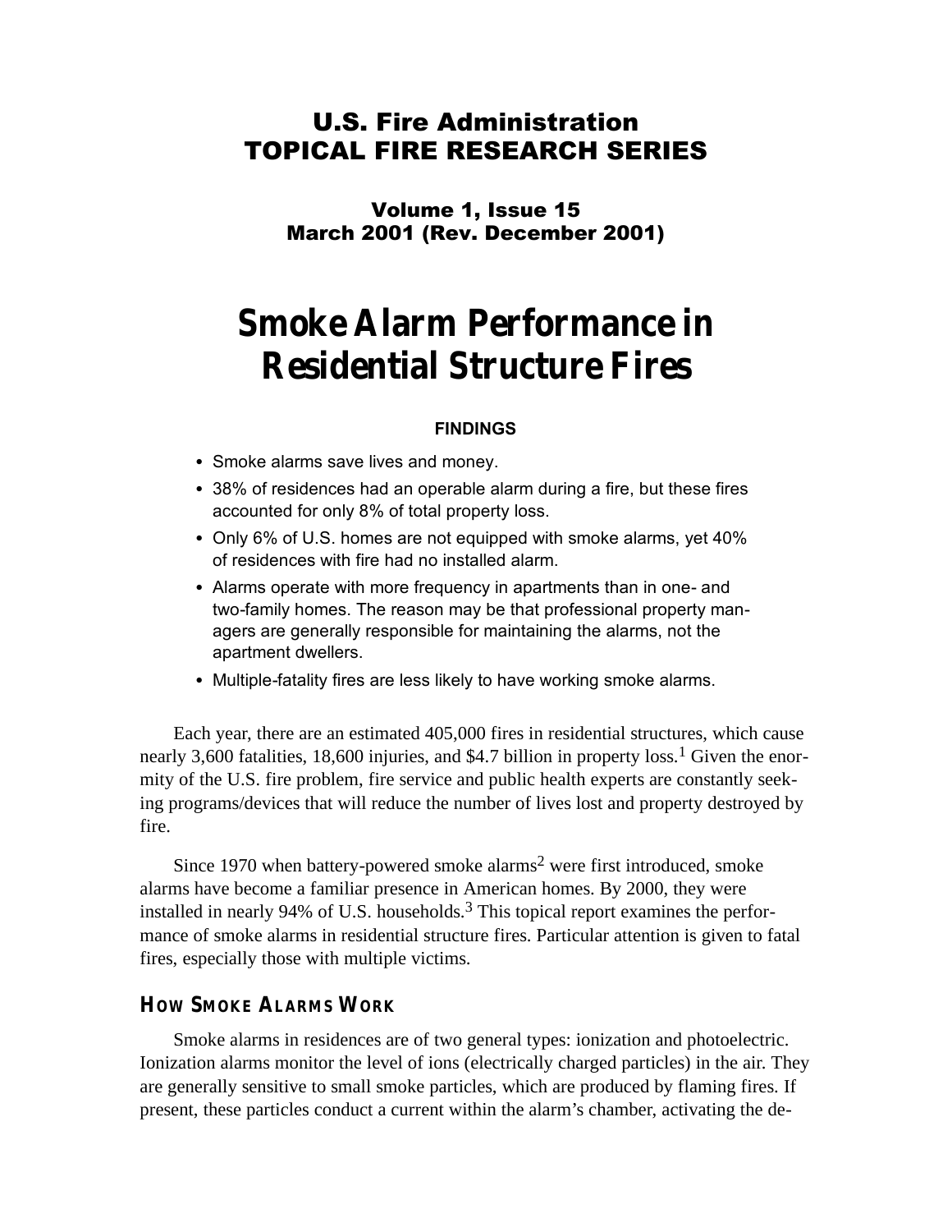# U.S. Fire Administration
# TOPICAL FIRE RESEARCH SERIES

### Volume 1, Issue 15
### March 2001 (Rev. December 2001)

# Smoke Alarm Performance in Residential Structure Fires

**FINDINGS**

- Smoke alarms save lives and money.
- 38% of residences had an operable alarm during a fire, but these fires accounted for only 8% of total property loss.
- Only 6% of U.S. homes are not equipped with smoke alarms, yet 40% of residences with fire had no installed alarm.
- Alarms operate with more frequency in apartments than in one- and two-family homes. The reason may be that professional property managers are generally responsible for maintaining the alarms, not the apartment dwellers.
- Multiple-fatality fires are less likely to have working smoke alarms.

Each year, there are an estimated 405,000 fires in residential structures, which cause nearly 3,600 fatalities, 18,600 injuries, and $4.7 billion in property loss.[1] Given the enormity of the U.S. fire problem, fire service and public health experts are constantly seeking programs/devices that will reduce the number of lives lost and property destroyed by fire.

Since 1970 when battery-powered smoke alarms[2] were first introduced, smoke alarms have become a familiar presence in American homes. By 2000, they were installed in nearly 94% of U.S. households.[3] This topical report examines the performance of smoke alarms in residential structure fires. Particular attention is given to fatal fires, especially those with multiple victims.

## HOW SMOKE ALARMS WORK

Smoke alarms in residences are of two general types: ionization and photoelectric. Ionization alarms monitor the level of ions (electrically charged particles) in the air. They are generally sensitive to small smoke particles, which are produced by flaming fires. If present, these particles conduct a current within the alarm's chamber, activating the de-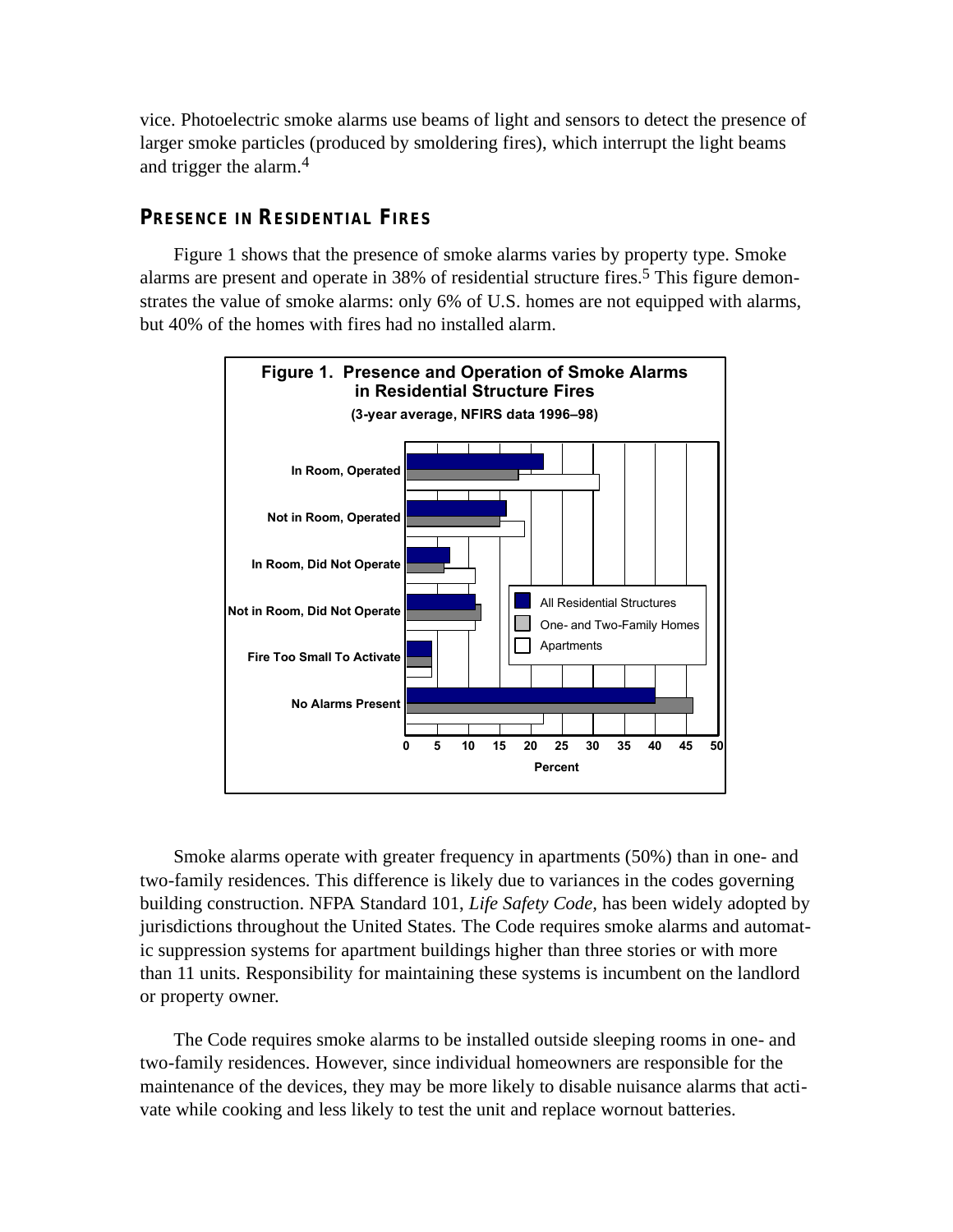vice. Photoelectric smoke alarms use beams of light and sensors to detect the presence of larger smoke particles (produced by smoldering fires), which interrupt the light beams and trigger the alarm.[4]

## PRESENCE IN RESIDENTIAL FIRES

Figure 1 shows that the presence of smoke alarms varies by property type. Smoke alarms are present and operate in 38% of residential structure fires.[5] This figure demonstrates the value of smoke alarms: only 6% of U.S. homes are not equipped with alarms, but 40% of the homes with fires had no installed alarm.

**Figure 1. Presence and Operation of Smoke Alarms in Residential Structure Fires**

**(3-year average, NFIRS data 1996–98)**

Smoke alarms operate with greater frequency in apartments (50%) than in one- and two-family residences. This difference is likely due to variances in the codes governing building construction. NFPA Standard 101, *Life Safety Code*, has been widely adopted by jurisdictions throughout the United States. The Code requires smoke alarms and automatic suppression systems for apartment buildings higher than three stories or with more than 11 units. Responsibility for maintaining these systems is incumbent on the landlord or property owner.

The Code requires smoke alarms to be installed outside sleeping rooms in one- and two-family residences. However, since individual homeowners are responsible for the maintenance of the devices, they may be more likely to disable nuisance alarms that activate while cooking and less likely to test the unit and replace wornout batteries.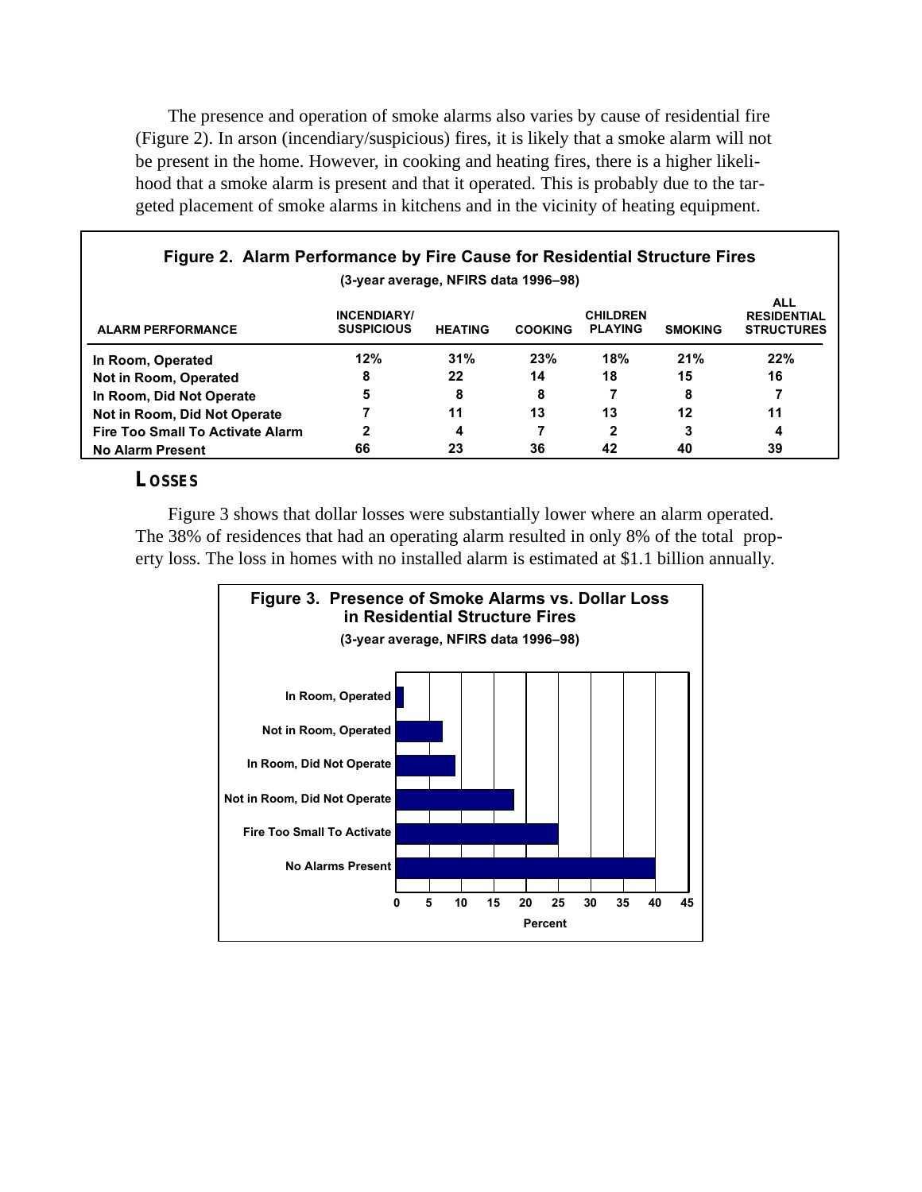The presence and operation of smoke alarms also varies by cause of residential fire (Figure 2). In arson (incendiary/suspicious) fires, it is likely that a smoke alarm will not be present in the home. However, in cooking and heating fires, there is a higher likelihood that a smoke alarm is present and that it operated. This is probably due to the targeted placement of smoke alarms in kitchens and in the vicinity of heating equipment.

**Figure 2. Alarm Performance by Fire Cause for Residential Structure Fires**

**(3-year average, NFIRS data 1996–98)**

| ALARM PERFORMANCE | INCENDIARY/ SUSPICIOUS | HEATING | COOKING | CHILDREN PLAYING | SMOKING | ALL RESIDENTIAL STRUCTURES |
|---|---|---|---|---|---|---|
| In Room, Operated | 12% | 31% | 23% | 18% | 21% | 22% |
| Not in Room, Operated | 8 | 22 | 14 | 18 | 15 | 16 |
| In Room, Did Not Operate | 5 | 8 | 8 | 7 | 8 | 7 |
| Not in Room, Did Not Operate | 7 | 11 | 13 | 13 | 12 | 11 |
| Fire Too Small To Activate Alarm | 2 | 4 | 7 | 2 | 3 | 4 |
| No Alarm Present | 66 | 23 | 36 | 42 | 40 | 39 |

## LOSSES

Figure 3 shows that dollar losses were substantially lower where an alarm operated. The 38% of residences that had an operating alarm resulted in only 8% of the total property loss. The loss in homes with no installed alarm is estimated at $1.1 billion annually.

**Figure 3. Presence of Smoke Alarms vs. Dollar Loss in Residential Structure Fires**

**(3-year average, NFIRS data 1996–98)**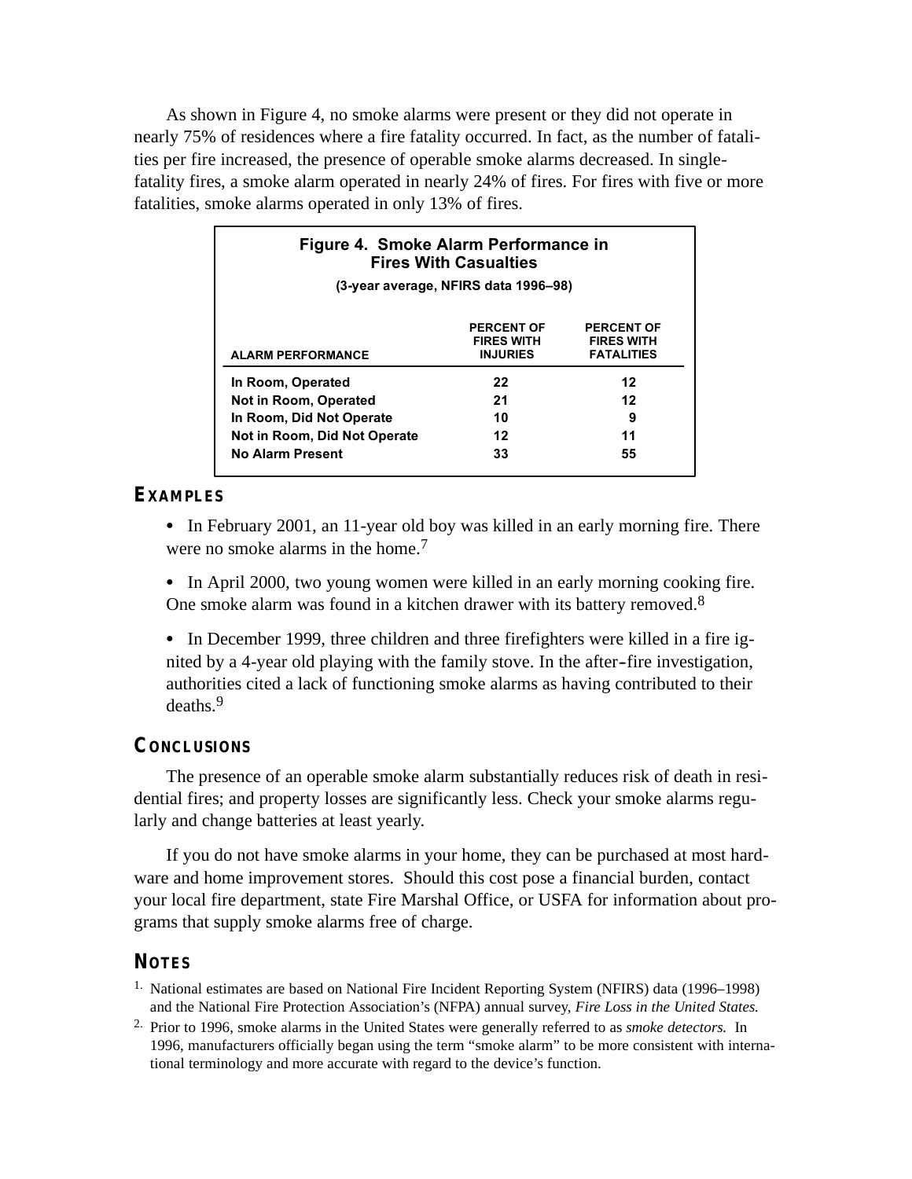As shown in Figure 4, no smoke alarms were present or they did not operate in nearly 75% of residences where a fire fatality occurred. In fact, as the number of fatalities per fire increased, the presence of operable smoke alarms decreased. In single-fatality fires, a smoke alarm operated in nearly 24% of fires. For fires with five or more fatalities, smoke alarms operated in only 13% of fires.

**Figure 4. Smoke Alarm Performance in Fires With Casualties**

**(3-year average, NFIRS data 1996–98)**

| ALARM PERFORMANCE | PERCENT OF FIRES WITH INJURIES | PERCENT OF FIRES WITH FATALITIES |
|---|---|---|
| In Room, Operated | 22 | 12 |
| Not in Room, Operated | 21 | 12 |
| In Room, Did Not Operate | 10 | 9 |
| Not in Room, Did Not Operate | 12 | 11 |
| No Alarm Present | 33 | 55 |

## EXAMPLES

- In February 2001, an 11-year old boy was killed in an early morning fire. There were no smoke alarms in the home.[7]
- In April 2000, two young women were killed in an early morning cooking fire. One smoke alarm was found in a kitchen drawer with its battery removed.[8]
- In December 1999, three children and three firefighters were killed in a fire ignited by a 4-year old playing with the family stove. In the after-fire investigation, authorities cited a lack of functioning smoke alarms as having contributed to their deaths.[9]

## CONCLUSIONS

The presence of an operable smoke alarm substantially reduces risk of death in residential fires; and property losses are significantly less. Check your smoke alarms regularly and change batteries at least yearly.

If you do not have smoke alarms in your home, they can be purchased at most hardware and home improvement stores. Should this cost pose a financial burden, contact your local fire department, state Fire Marshal Office, or USFA for information about programs that supply smoke alarms free of charge.

## NOTES

1. National estimates are based on National Fire Incident Reporting System (NFIRS) data (1996–1998) and the National Fire Protection Association's (NFPA) annual survey, *Fire Loss in the United States.*
2. Prior to 1996, smoke alarms in the United States were generally referred to as *smoke detectors.* In 1996, manufacturers officially began using the term "smoke alarm" to be more consistent with international terminology and more accurate with regard to the device's function.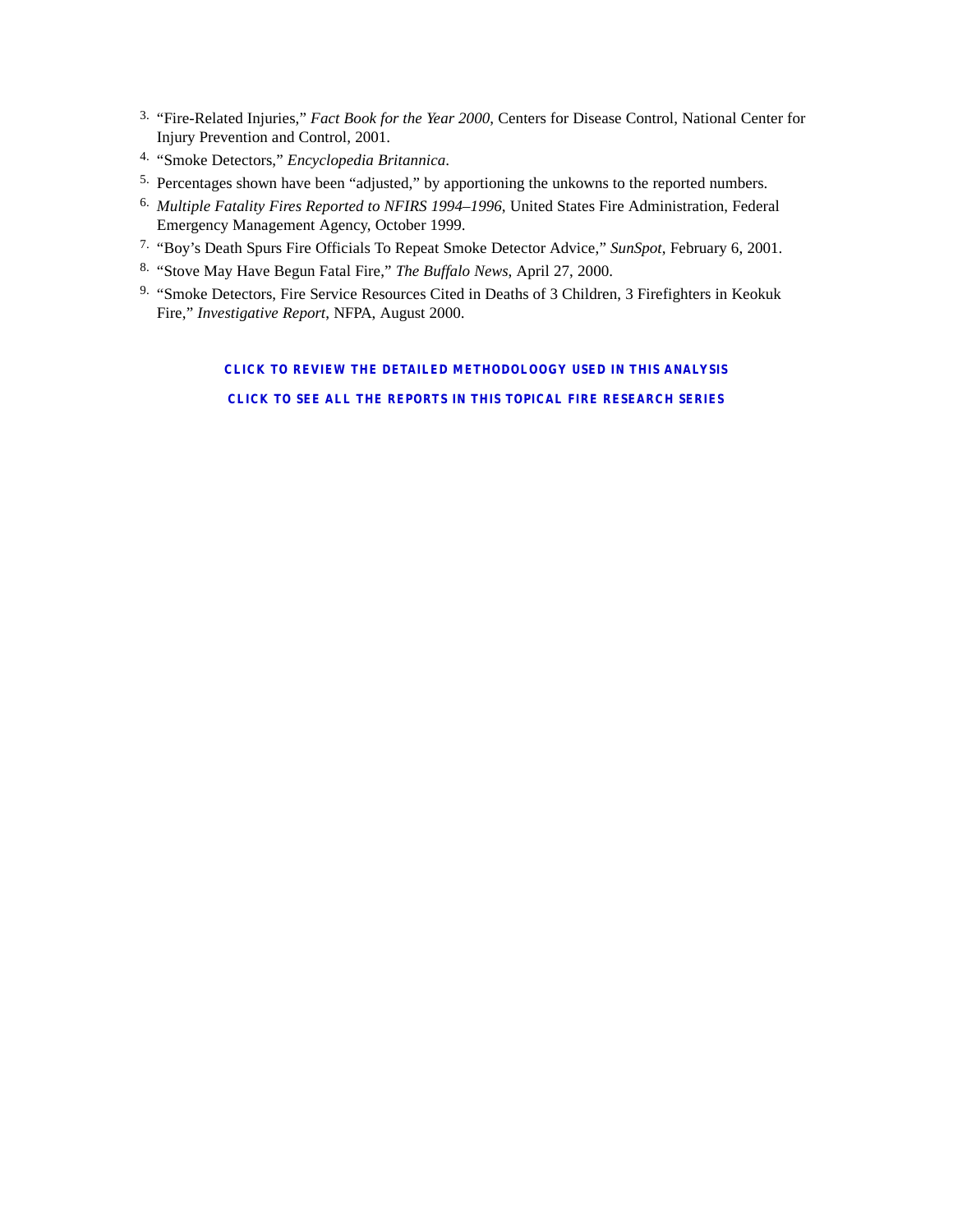3. "Fire-Related Injuries," *Fact Book for the Year 2000*, Centers for Disease Control, National Center for Injury Prevention and Control, 2001.
4. "Smoke Detectors," *Encyclopedia Britannica*.
5. Percentages shown have been "adjusted," by apportioning the unkowns to the reported numbers.
6. *Multiple Fatality Fires Reported to NFIRS 1994–1996*, United States Fire Administration, Federal Emergency Management Agency, October 1999.
7. "Boy's Death Spurs Fire Officials To Repeat Smoke Detector Advice," *SunSpot*, February 6, 2001.
8. "Stove May Have Begun Fatal Fire," *The Buffalo News*, April 27, 2000.
9. "Smoke Detectors, Fire Service Resources Cited in Deaths of 3 Children, 3 Firefighters in Keokuk Fire," *Investigative Report*, NFPA, August 2000.

**CLICK TO REVIEW THE DETAILED METHODOLOOGY USED IN THIS ANALYSIS**

**CLICK TO SEE ALL THE REPORTS IN THIS TOPICAL FIRE RESEARCH SERIES**